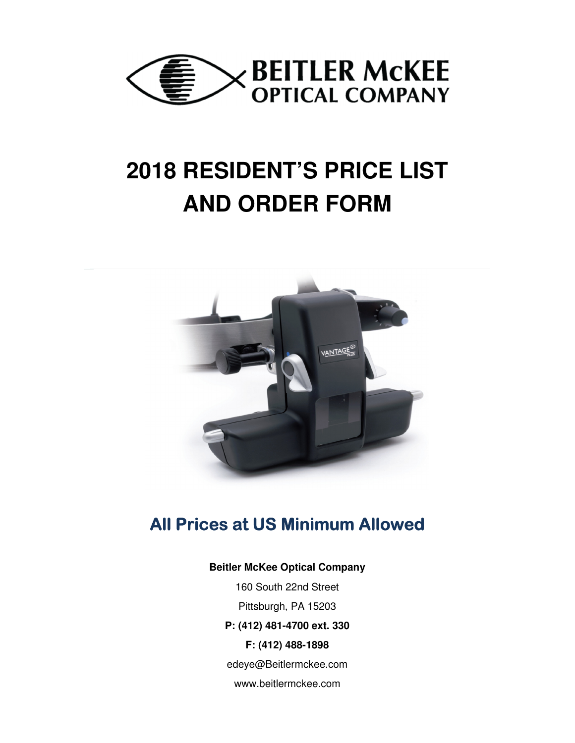# 2018 RESIDENT'S PRICE LIST AND ORDER FORM

## All Prices at US Minimum Allowed

**Beitler McKee Optical Company**

160 South 22nd Street

Pittsburgh, PA 15203

**P: (412) 481-4700 ext. 330**

**F: (412) 488-1898**

edeye@Beitlermckee.com

www.beitlermckee.com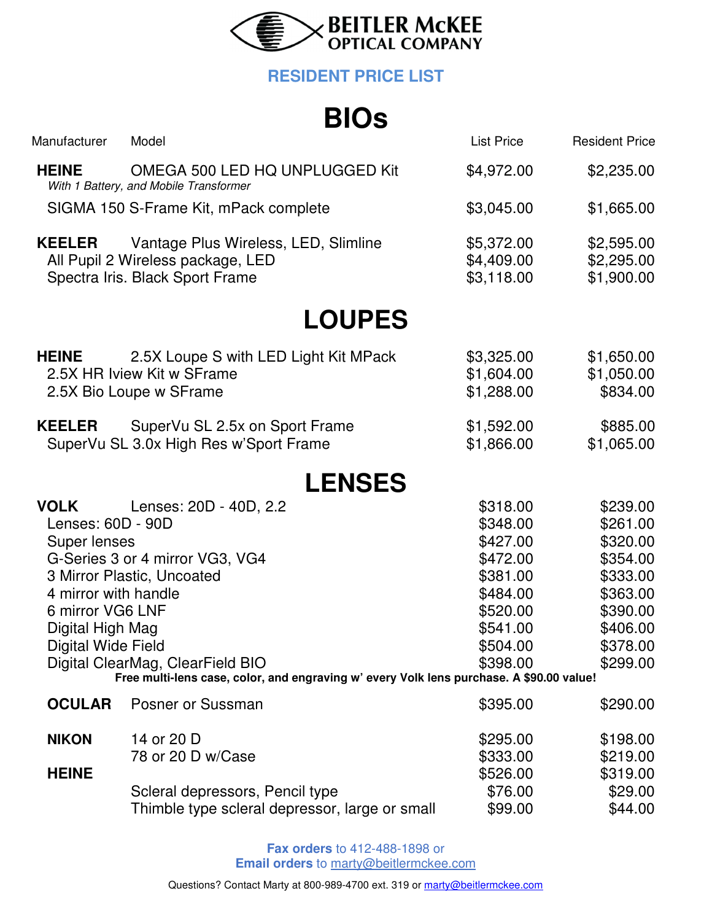**BEITLER McKEE OPTICAL COMPANY**

## RESIDENT PRICE LIST

# BIOs

| Manufacturer | Model | List Price | Resident Price |
|---|---|---|---|
| **HEINE** | OMEGA 500 LED HQ UNPLUGGED Kit *With 1 Battery, and Mobile Transformer* | $4,972.00 | $2,235.00 |
| | SIGMA 150 S-Frame Kit, mPack complete | $3,045.00 | $1,665.00 |
| **KEELER** | Vantage Plus Wireless, LED, Slimline | $5,372.00 | $2,595.00 |
| | All Pupil 2 Wireless package, LED | $4,409.00 | $2,295.00 |
| | Spectra Iris. Black Sport Frame | $3,118.00 | $1,900.00 |

# LOUPES

| Manufacturer | Model | List Price | Resident Price |
|---|---|---|---|
| **HEINE** | 2.5X Loupe S with LED Light Kit MPack | $3,325.00 | $1,650.00 |
| | 2.5X HR Iview Kit w SFrame | $1,604.00 | $1,050.00 |
| | 2.5X Bio Loupe w SFrame | $1,288.00 | $834.00 |
| **KEELER** | SuperVu SL 2.5x on Sport Frame | $1,592.00 | $885.00 |
| | SuperVu SL 3.0x High Res w'Sport Frame | $1,866.00 | $1,065.00 |

# LENSES

| Manufacturer | Model | List Price | Resident Price |
|---|---|---|---|
| **VOLK** | Lenses: 20D - 40D, 2.2 | $318.00 | $239.00 |
| | Lenses: 60D - 90D | $348.00 | $261.00 |
| | Super lenses | $427.00 | $320.00 |
| | G-Series 3 or 4 mirror VG3, VG4 | $472.00 | $354.00 |
| | 3 Mirror Plastic, Uncoated | $381.00 | $333.00 |
| | 4 mirror with handle | $484.00 | $363.00 |
| | 6 mirror VG6 LNF | $520.00 | $390.00 |
| | Digital High Mag | $541.00 | $406.00 |
| | Digital Wide Field | $504.00 | $378.00 |
| | Digital ClearMag, ClearField BIO | $398.00 | $299.00 |

**Free multi-lens case, color, and engraving w' every Volk lens purchase. A $90.00 value!**

| Manufacturer | Model | List Price | Resident Price |
|---|---|---|---|
| **OCULAR** | Posner or Sussman | $395.00 | $290.00 |
| **NIKON** | 14 or 20 D | $295.00 | $198.00 |
| | 78 or 20 D w/Case | $333.00 | $219.00 |
| **HEINE** | | $526.00 | $319.00 |
| | Scleral depressors, Pencil type | $76.00 | $29.00 |
| | Thimble type scleral depressor, large or small | $99.00 | $44.00 |

**Fax orders** to 412-488-1898 or
**Email orders** to marty@beitlermckee.com

Questions? Contact Marty at 800-989-4700 ext. 319 or marty@beitlermckee.com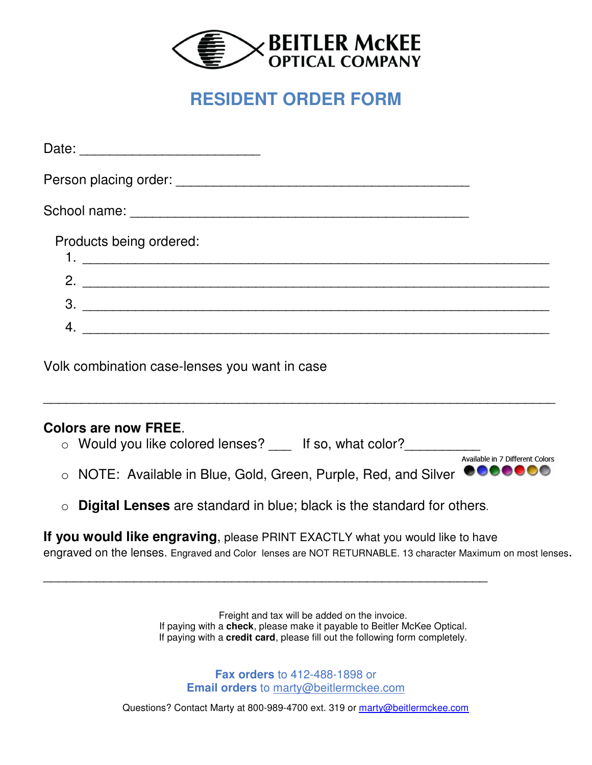BEITLER McKEE
OPTICAL COMPANY

# RESIDENT ORDER FORM

Date: ________________________

Person placing order: _______________________________________

School name: _____________________________________________

Products being ordered:

1. ______________________________________________________________
2. ______________________________________________________________
3. ______________________________________________________________
4. ______________________________________________________________

Volk combination case-lenses you want in case

_____________________________________________________________________

**Colors are now FREE**.

- Would you like colored lenses? ___ If so, what color?__________
- NOTE: Available in Blue, Gold, Green, Purple, Red, and Silver (Available in 7 Different Colors)
- **Digital Lenses** are standard in blue; black is the standard for others.

**If you would like engraving**, please PRINT EXACTLY what you would like to have engraved on the lenses. Engraved and Color lenses are NOT RETURNABLE. 13 character Maximum on most lenses.

___________________________________________________________

Freight and tax will be added on the invoice.
If paying with a **check**, please make it payable to Beitler McKee Optical.
If paying with a **credit card**, please fill out the following form completely.

**Fax orders** to 412-488-1898 or
**Email orders** to marty@beitlermckee.com

Questions? Contact Marty at 800-989-4700 ext. 319 or marty@beitlermckee.com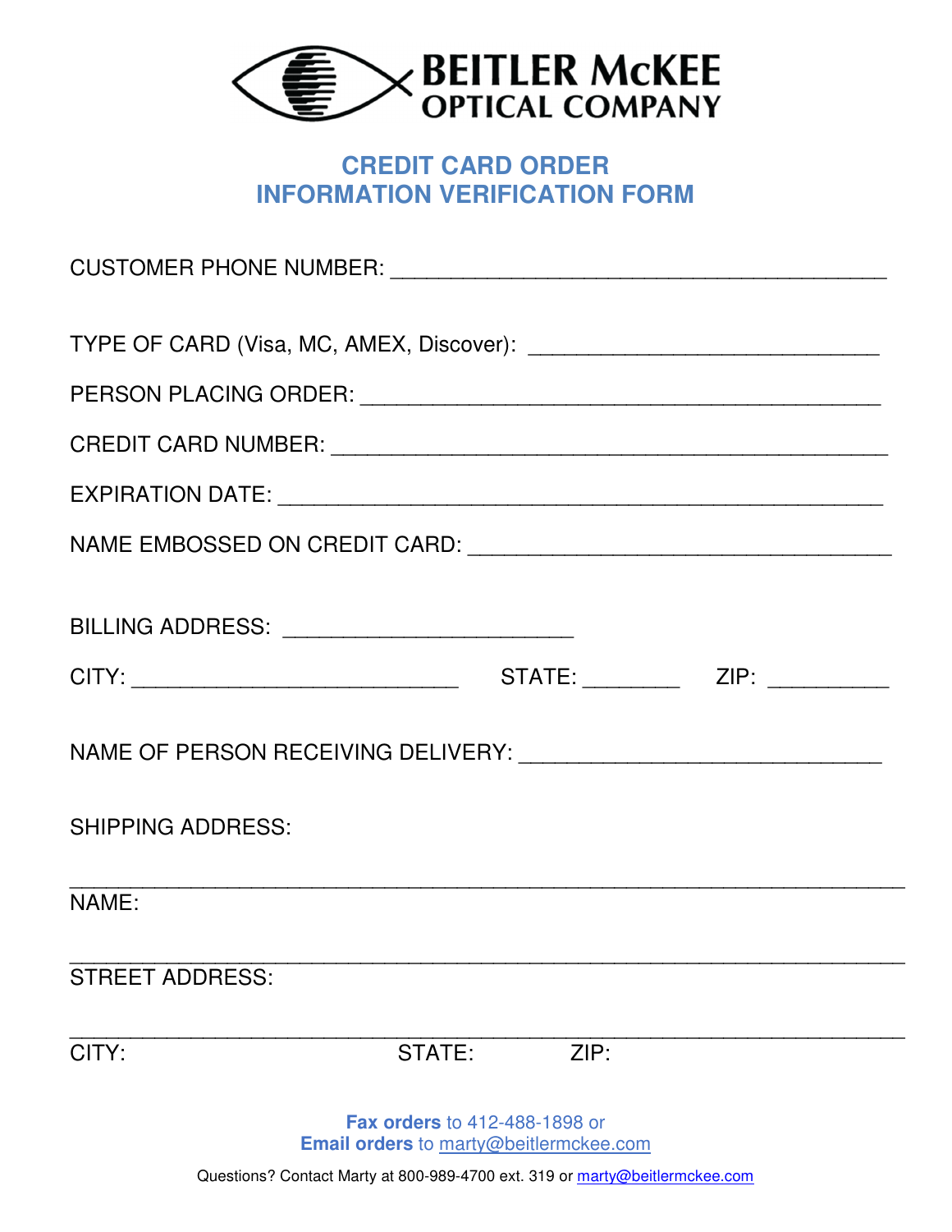BEITLER McKEE
OPTICAL COMPANY

# CREDIT CARD ORDER
# INFORMATION VERIFICATION FORM

CUSTOMER PHONE NUMBER: ________________________________________

TYPE OF CARD (Visa, MC, AMEX, Discover): ____________________________

PERSON PLACING ORDER: __________________________________________

CREDIT CARD NUMBER: ____________________________________________

EXPIRATION DATE: _______________________________________________

NAME EMBOSSED ON CREDIT CARD: __________________________________

BILLING ADDRESS: _______________________

CITY: ___________________________ STATE: ________ ZIP: __________

NAME OF PERSON RECEIVING DELIVERY: _____________________________

SHIPPING ADDRESS:

_______________________________________________________________

NAME:

_______________________________________________________________

STREET ADDRESS:

_______________________________________________________________

CITY: STATE: ZIP:

**Fax orders** to 412-488-1898 or
**Email orders** to marty@beitlermckee.com

Questions? Contact Marty at 800-989-4700 ext. 319 or marty@beitlermckee.com